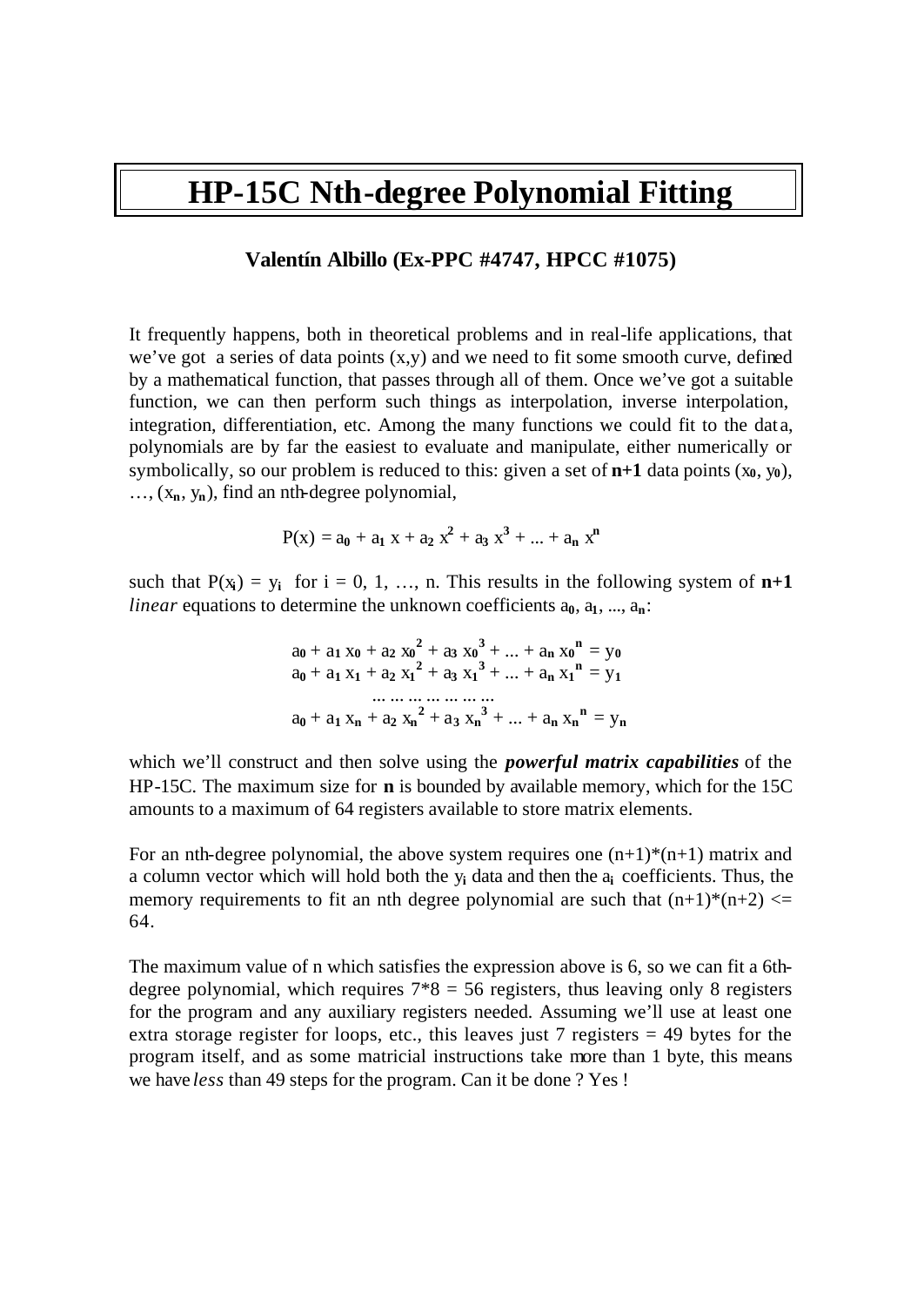# HP-15C Nth-degree Polynomial Fitting

**Valentín Albillo (Ex-PPC #4747, HPCC #1075)**

It frequently happens, both in theoretical problems and in real-life applications, that we've got a series of data points (x,y) and we need to fit some smooth curve, defined by a mathematical function, that passes through all of them. Once we've got a suitable function, we can then perform such things as interpolation, inverse interpolation, integration, differentiation, etc. Among the many functions we could fit to the data, polynomials are by far the easiest to evaluate and manipulate, either numerically or symbolically, so our problem is reduced to this: given a set of **n+1** data points $(x_0, y_0)$, …, $(x_n, y_n)$, find an nth-degree polynomial,

$$P(x) = a_0 + a_1 x + a_2 x^2 + a_3 x^3 + ... + a_n x^n$$

such that $P(x_i) = y_i$ for i = 0, 1, …, n. This results in the following system of **n+1** *linear* equations to determine the unknown coefficients $a_0, a_1, ..., a_n$:

$$a_0 + a_1 x_0 + a_2 x_0^2 + a_3 x_0^3 + ... + a_n x_0^n = y_0$$
$$a_0 + a_1 x_1 + a_2 x_1^2 + a_3 x_1^3 + ... + a_n x_1^n = y_1$$
$$... ... ... ... ... ... ...$$
$$a_0 + a_1 x_n + a_2 x_n^2 + a_3 x_n^3 + ... + a_n x_n^n = y_n$$

which we'll construct and then solve using the ***powerful matrix capabilities*** of the HP-15C. The maximum size for **n** is bounded by available memory, which for the 15C amounts to a maximum of 64 registers available to store matrix elements.

For an nth-degree polynomial, the above system requires one $(n+1)*(n+1)$ matrix and a column vector which will hold both the $y_i$ data and then the $a_i$ coefficients. Thus, the memory requirements to fit an nth degree polynomial are such that $(n+1)*(n+2) <= 64$.

The maximum value of n which satisfies the expression above is 6, so we can fit a 6th-degree polynomial, which requires 7*8 = 56 registers, thus leaving only 8 registers for the program and any auxiliary registers needed. Assuming we'll use at least one extra storage register for loops, etc., this leaves just 7 registers = 49 bytes for the program itself, and as some matricial instructions take more than 1 byte, this means we have *less* than 49 steps for the program. Can it be done ? Yes !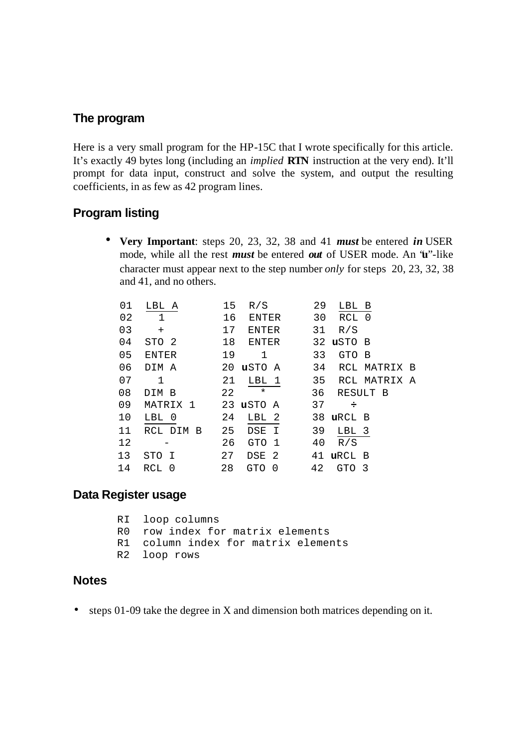## The program

Here is a very small program for the HP-15C that I wrote specifically for this article. It's exactly 49 bytes long (including an *implied* **RTN** instruction at the very end). It'll prompt for data input, construct and solve the system, and output the resulting coefficients, in as few as 42 program lines.

## Program listing

- **Very Important**: steps 20, 23, 32, 38 and 41 ***must*** be entered ***in*** USER mode, while all the rest ***must*** be entered ***out*** of USER mode. An "**u**"-like character must appear next to the step number *only* for steps 20, 23, 32, 38 and 41, and no others.

```
01  LBL A       15  R/S        29  LBL B
02    1         16  ENTER      30  RCL 0
03    +         17  ENTER      31  R/S
04  STO 2       18  ENTER      32 uSTO B
05  ENTER       19    1        33  GTO B
06  DIM A       20 uSTO A      34  RCL MATRIX B
07    1         21  LBL 1      35  RCL MATRIX A
08  DIM B       22    *        36  RESULT B
09  MATRIX 1    23 uSTO A      37    ÷
10  LBL 0       24  LBL 2      38 uRCL B
11  RCL DIM B   25  DSE I      39  LBL 3
12    -         26  GTO 1      40  R/S
13  STO I       27  DSE 2      41 uRCL B
14  RCL 0       28  GTO 0      42  GTO 3
```

## Data Register usage

```
RI  loop columns
R0  row index for matrix elements
R1  column index for matrix elements
R2  loop rows
```

## Notes

- steps 01-09 take the degree in X and dimension both matrices depending on it.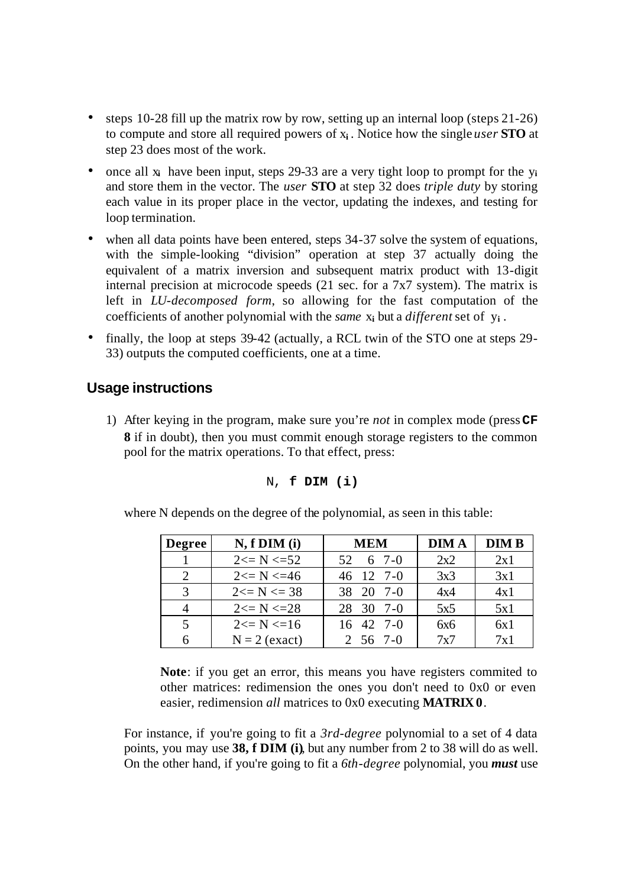- steps 10-28 fill up the matrix row by row, setting up an internal loop (steps 21-26) to compute and store all required powers of $x_i$. Notice how the single *user* **STO** at step 23 does most of the work.
- once all $x_i$ have been input, steps 29-33 are a very tight loop to prompt for the $y_i$ and store them in the vector. The *user* **STO** at step 32 does *triple duty* by storing each value in its proper place in the vector, updating the indexes, and testing for loop termination.
- when all data points have been entered, steps 34-37 solve the system of equations, with the simple-looking "division" operation at step 37 actually doing the equivalent of a matrix inversion and subsequent matrix product with 13-digit internal precision at microcode speeds (21 sec. for a 7x7 system). The matrix is left in *LU-decomposed form*, so allowing for the fast computation of the coefficients of another polynomial with the *same* $x_i$ but a *different* set of $y_i$.
- finally, the loop at steps 39-42 (actually, a RCL twin of the STO one at steps 29-33) outputs the computed coefficients, one at a time.

## Usage instructions

1) After keying in the program, make sure you're *not* in complex mode (press **CF 8** if in doubt), then you must commit enough storage registers to the common pool for the matrix operations. To that effect, press:

   N, **f DIM (i)**

   where N depends on the degree of the polynomial, as seen in this table:

| Degree | N, f DIM (i) | MEM | DIM A | DIM B |
|---|---|---|---|---|
| 1 | 2<= N <=52 | 52 6 7-0 | 2x2 | 2x1 |
| 2 | 2<= N <=46 | 46 12 7-0 | 3x3 | 3x1 |
| 3 | 2<= N <= 38 | 38 20 7-0 | 4x4 | 4x1 |
| 4 | 2<= N <=28 | 28 30 7-0 | 5x5 | 5x1 |
| 5 | 2<= N <=16 | 16 42 7-0 | 6x6 | 6x1 |
| 6 | N = 2 (exact) | 2 56 7-0 | 7x7 | 7x1 |

   **Note**: if you get an error, this means you have registers commited to other matrices: redimension the ones you don't need to 0x0 or even easier, redimension *all* matrices to 0x0 executing **MATRIX 0**.

   For instance, if you're going to fit a *3rd-degree* polynomial to a set of 4 data points, you may use **38, f DIM (i)**, but any number from 2 to 38 will do as well. On the other hand, if you're going to fit a *6th-degree* polynomial, you ***must*** use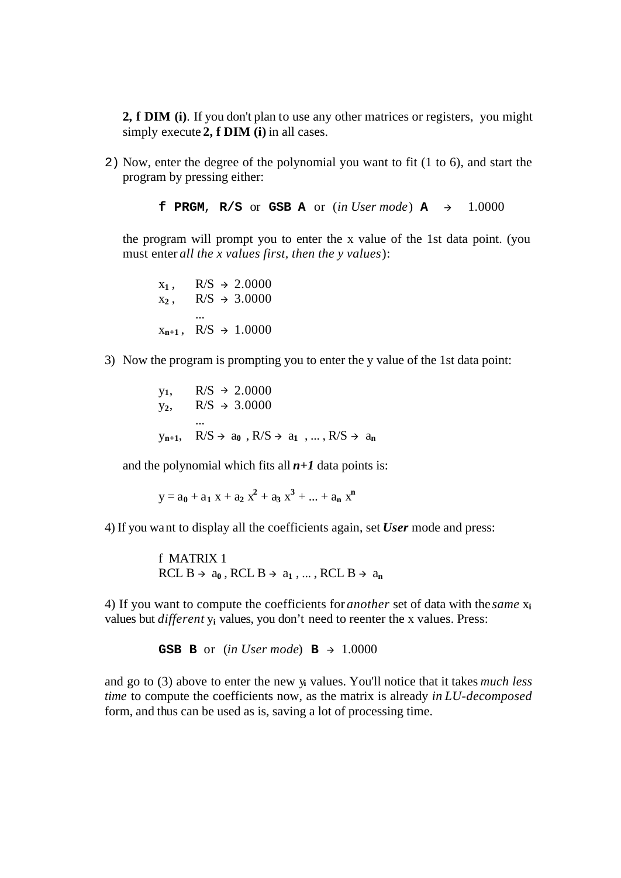**2, f DIM (i)**. If you don't plan to use any other matrices or registers, you might simply execute **2, f DIM (i)** in all cases.

2) Now, enter the degree of the polynomial you want to fit (1 to 6), and start the program by pressing either:

   **f PRGM, R/S** or **GSB A** or (*in User mode*) **A** → 1.0000

   the program will prompt you to enter the x value of the 1st data point. (you must enter *all the x values first, then the y values*):

   $x_1$, R/S → 2.0000
   $x_2$, R/S → 3.0000
   ...
   $x_{n+1}$, R/S → 1.0000

3) Now the program is prompting you to enter the y value of the 1st data point:

   $y_1$, R/S → 2.0000
   $y_2$, R/S → 3.0000
   ...
   $y_{n+1}$, R/S → $a_0$ , R/S → $a_1$ , ... , R/S → $a_n$

   and the polynomial which fits all ***n+1*** data points is:

   $$y = a_0 + a_1 x + a_2 x^2 + a_3 x^3 + ... + a_n x^n$$

4) If you want to display all the coefficients again, set ***User*** mode and press:

   f MATRIX 1
   RCL B → $a_0$ , RCL B → $a_1$ , ... , RCL B → $a_n$

4) If you want to compute the coefficients for *another* set of data with the *same* $x_i$ values but *different* $y_i$ values, you don't need to reenter the x values. Press:

   **GSB B** or (*in User mode*) **B** → 1.0000

and go to (3) above to enter the new $y_i$ values. You'll notice that it takes *much less time* to compute the coefficients now, as the matrix is already *in LU-decomposed* form, and thus can be used as is, saving a lot of processing time.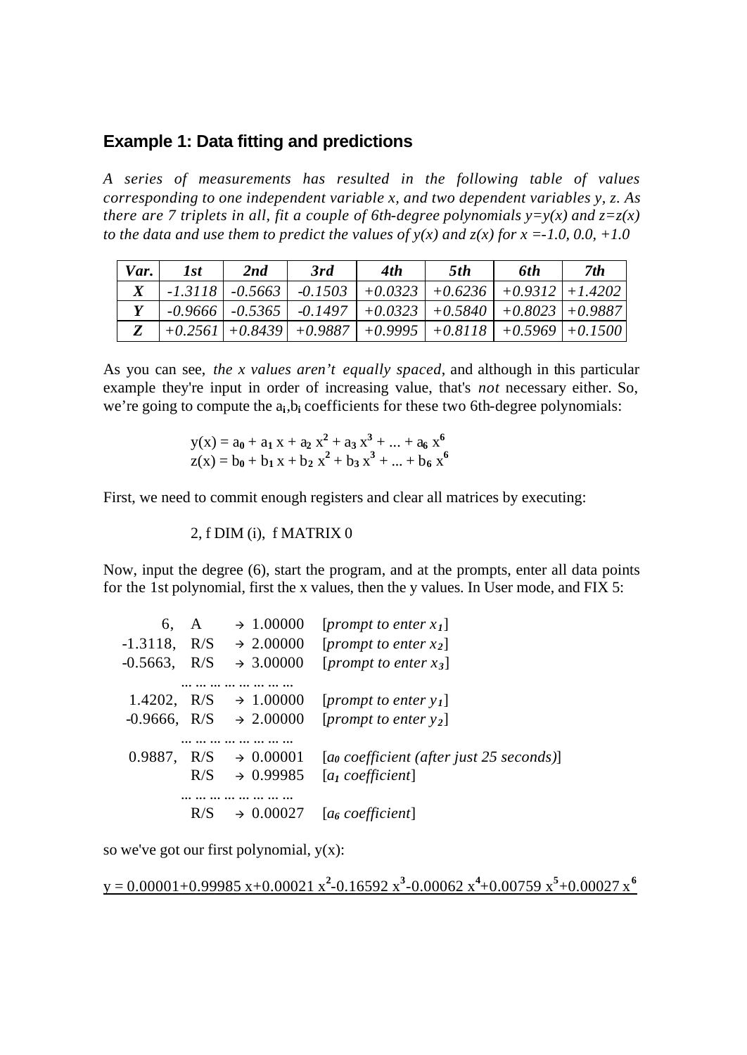## Example 1: Data fitting and predictions

*A series of measurements has resulted in the following table of values corresponding to one independent variable x, and two dependent variables y, z. As there are 7 triplets in all, fit a couple of 6th-degree polynomials $y=y(x)$ and $z=z(x)$ to the data and use them to predict the values of $y(x)$ and $z(x)$ for $x = -1.0, 0.0, +1.0$*

| *Var.* | *1st* | *2nd* | *3rd* | *4th* | *5th* | *6th* | *7th* |
|---|---|---|---|---|---|---|---|
| ***X*** | *-1.3118* | *-0.5663* | *-0.1503* | *+0.0323* | *+0.6236* | *+0.9312* | *+1.4202* |
| ***Y*** | *-0.9666* | *-0.5365* | *-0.1497* | *+0.0323* | *+0.5840* | *+0.8023* | *+0.9887* |
| ***Z*** | *+0.2561* | *+0.8439* | *+0.9887* | *+0.9995* | *+0.8118* | *+0.5969* | *+0.1500* |

As you can see, *the x values aren't equally spaced*, and although in this particular example they're input in order of increasing value, that's *not* necessary either. So, we're going to compute the $a_i, b_i$ coefficients for these two 6th-degree polynomials:

$$y(x) = a_0 + a_1 x + a_2 x^2 + a_3 x^3 + ... + a_6 x^6$$
$$z(x) = b_0 + b_1 x + b_2 x^2 + b_3 x^3 + ... + b_6 x^6$$

First, we need to commit enough registers and clear all matrices by executing:

2, f DIM (i), f MATRIX 0

Now, input the degree (6), start the program, and at the prompts, enter all data points for the 1st polynomial, first the x values, then the y values. In User mode, and FIX 5:

```
      6,  A     → 1.00000   [prompt to enter x1]
-1.3118,  R/S   → 2.00000   [prompt to enter x2]
-0.5663,  R/S   → 3.00000   [prompt to enter x3]
        ... ... ... ... ... ... ... ...
 1.4202,  R/S   → 1.00000   [prompt to enter y1]
-0.9666,  R/S   → 2.00000   [prompt to enter y2]
        ... ... ... ... ... ... ... ...
 0.9887,  R/S   → 0.00001   [a0 coefficient (after just 25 seconds)]
          R/S   → 0.99985   [a1 coefficient]
        ... ... ... ... ... ... ... ...
          R/S   → 0.00027   [a6 coefficient]
```

so we've got our first polynomial, $y(x)$:

$y = 0.00001+0.99985\,x+0.00021\,x^2-0.16592\,x^3-0.00062\,x^4+0.00759\,x^5+0.00027\,x^6$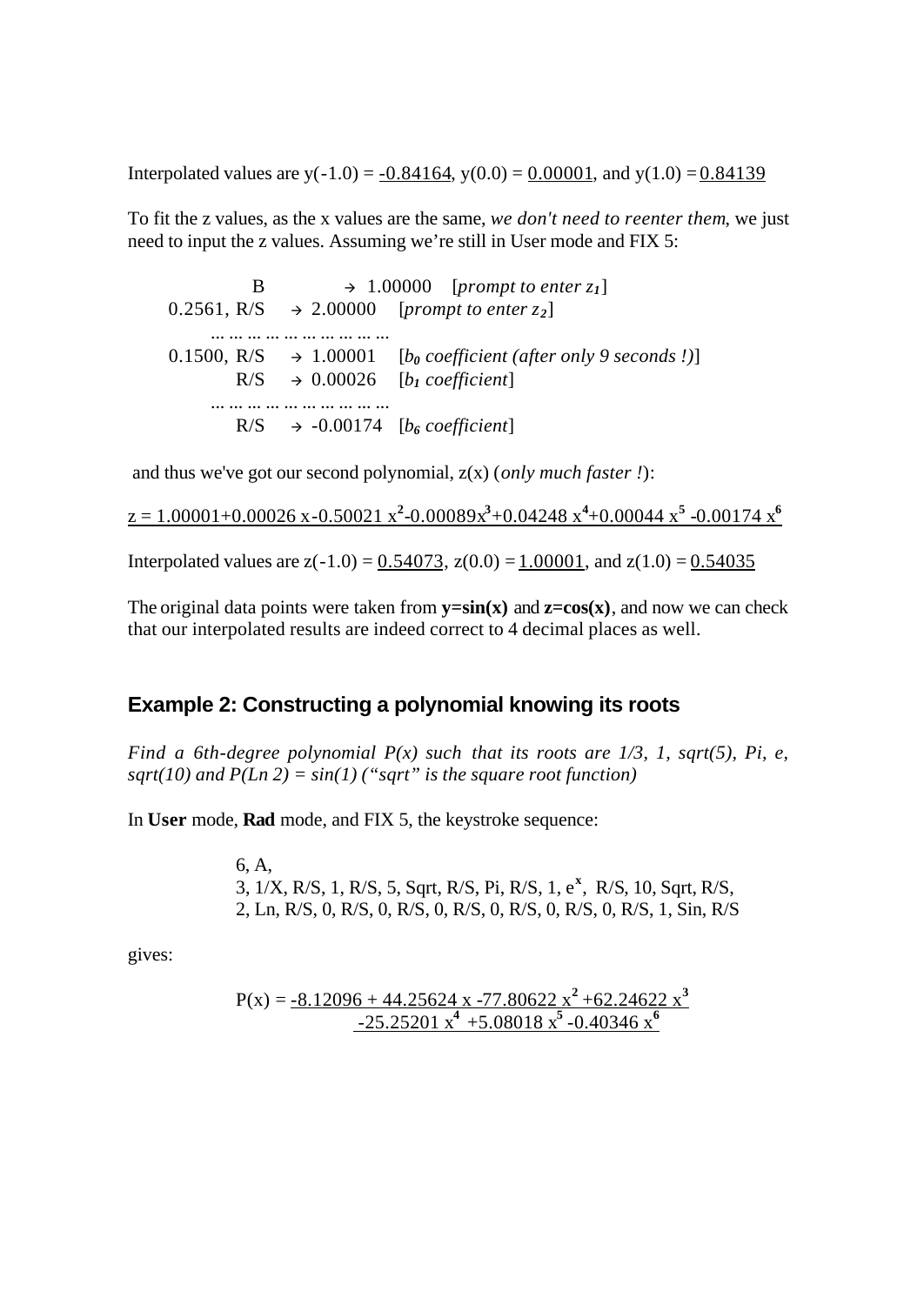Interpolated values are y(-1.0) = <u>-0.84164</u>, y(0.0) = <u>0.00001</u>, and y(1.0) = <u>0.84139</u>

To fit the z values, as the x values are the same, *we don't need to reenter them*, we just need to input the z values. Assuming we're still in User mode and FIX 5:

```
            B      → 1.00000    [prompt to enter z1]
  0.2561, R/S      → 2.00000    [prompt to enter z2]
      ... ... ... ... ... ... ... ... ...
  0.1500, R/S      → 1.00001    [b0 coefficient (after only 9 seconds !)]
          R/S      → 0.00026    [b1 coefficient]
      ... ... ... ... ... ... ... ... ...
          R/S      → -0.00174   [b6 coefficient]
```

and thus we've got our second polynomial, z(x) (*only much faster !*):

$z = 1.00001+0.00026\,x-0.50021\,x^2-0.00089x^3+0.04248\,x^4+0.00044\,x^5-0.00174\,x^6$

Interpolated values are z(-1.0) = <u>0.54073</u>, z(0.0) = <u>1.00001</u>, and z(1.0) = <u>0.54035</u>

The original data points were taken from **y=sin(x)** and **z=cos(x)**, and now we can check that our interpolated results are indeed correct to 4 decimal places as well.

## Example 2: Constructing a polynomial knowing its roots

*Find a 6th-degree polynomial P(x) such that its roots are 1/3, 1, sqrt(5), Pi, e, sqrt(10) and P(Ln 2) = sin(1) ("sqrt" is the square root function)*

In **User** mode, **Rad** mode, and FIX 5, the keystroke sequence:

> 6, A,
> 3, 1/X, R/S, 1, R/S, 5, Sqrt, R/S, Pi, R/S, 1, $e^x$, R/S, 10, Sqrt, R/S,
> 2, Ln, R/S, 0, R/S, 0, R/S, 0, R/S, 0, R/S, 0, R/S, 0, R/S, 1, Sin, R/S

gives:

$$P(x) = -8.12096 + 44.25624\,x - 77.80622\,x^2 + 62.24622\,x^3 - 25.25201\,x^4 + 5.08018\,x^5 - 0.40346\,x^6$$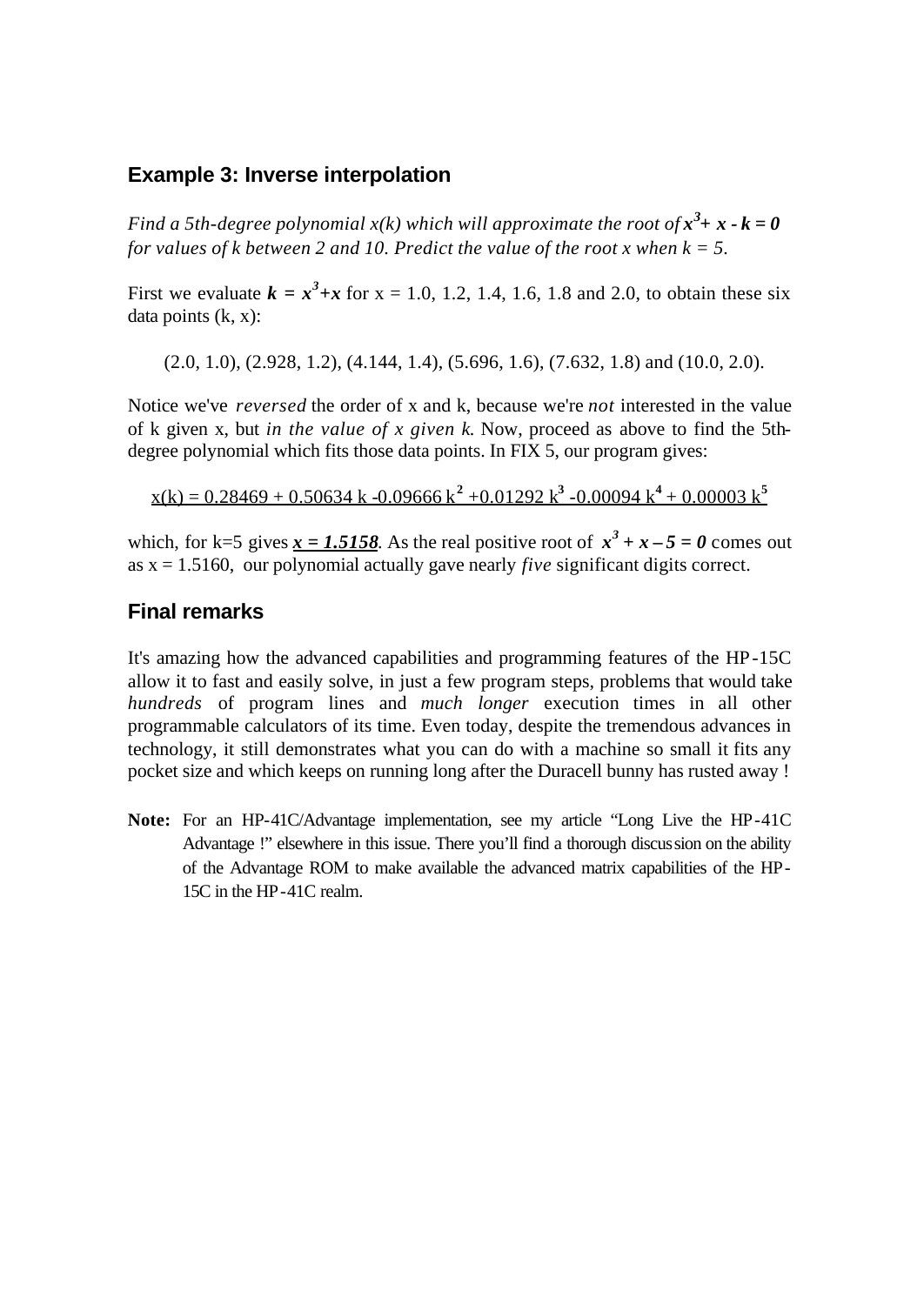## Example 3: Inverse interpolation

*Find a 5th-degree polynomial x(k) which will approximate the root of* $x^3 + x - k = 0$ *for values of k between 2 and 10. Predict the value of the root x when k = 5.*

First we evaluate $k = x^3 + x$ for x = 1.0, 1.2, 1.4, 1.6, 1.8 and 2.0, to obtain these six data points (k, x):

(2.0, 1.0), (2.928, 1.2), (4.144, 1.4), (5.696, 1.6), (7.632, 1.8) and (10.0, 2.0).

Notice we've *reversed* the order of x and k, because we're *not* interested in the value of k given x, but *in the value of x given k*. Now, proceed as above to find the 5th-degree polynomial which fits those data points. In FIX 5, our program gives:

$$\underline{x(k) = 0.28469 + 0.50634\,k - 0.09666\,k^2 + 0.01292\,k^3 - 0.00094\,k^4 + 0.00003\,k^5}$$

which, for k=5 gives $\underline{x = 1.5158}$. As the real positive root of $x^3 + x - 5 = 0$ comes out as x = 1.5160, our polynomial actually gave nearly *five* significant digits correct.

## Final remarks

It's amazing how the advanced capabilities and programming features of the HP-15C allow it to fast and easily solve, in just a few program steps, problems that would take *hundreds* of program lines and *much longer* execution times in all other programmable calculators of its time. Even today, despite the tremendous advances in technology, it still demonstrates what you can do with a machine so small it fits any pocket size and which keeps on running long after the Duracell bunny has rusted away !

**Note:** For an HP-41C/Advantage implementation, see my article "Long Live the HP-41C Advantage !" elsewhere in this issue. There you'll find a thorough discussion on the ability of the Advantage ROM to make available the advanced matrix capabilities of the HP-15C in the HP-41C realm.